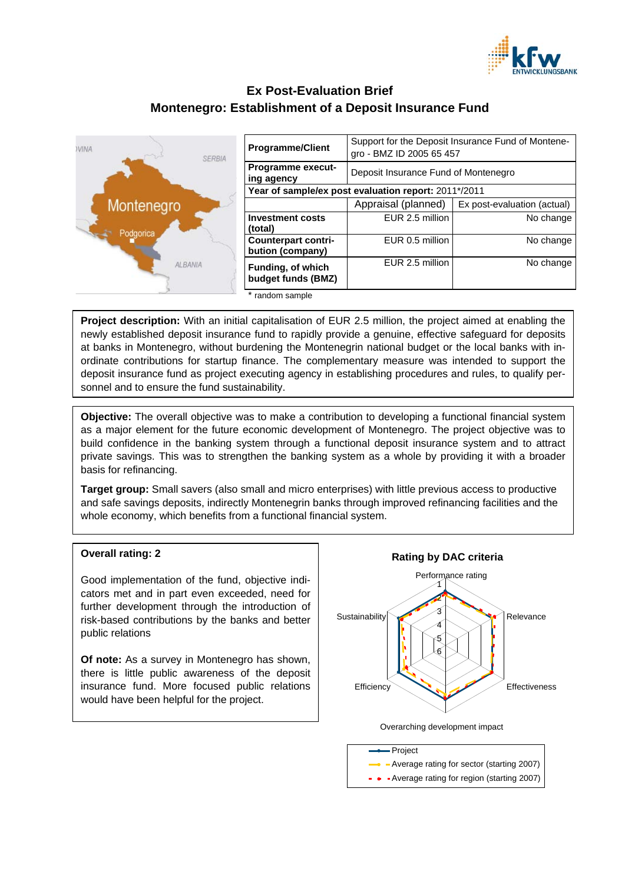# Ex Post-Evaluation Brief

## Montenegro: Establishment of a Deposit Insurance Fund

| Programme/Client | Support for the Deposit Insurance Fund of Montenegro - BMZ ID 2005 65 457 | |
|---|---|---|
| Programme executing agency | Deposit Insurance Fund of Montenegro | |
| Year of sample/ex post evaluation report: 2011*/2011 | | |
| | Appraisal (planned) | Ex post-evaluation (actual) |
| Investment costs (total) | EUR 2.5 million | No change |
| Counterpart contribution (company) | EUR 0.5 million | No change |
| Funding, of which budget funds (BMZ) | EUR 2.5 million | No change |

\* random sample

**Project description:** With an initial capitalisation of EUR 2.5 million, the project aimed at enabling the newly established deposit insurance fund to rapidly provide a genuine, effective safeguard for deposits at banks in Montenegro, without burdening the Montenegrin national budget or the local banks with inordinate contributions for startup finance. The complementary measure was intended to support the deposit insurance fund as project executing agency in establishing procedures and rules, to qualify personnel and to ensure the fund sustainability.

**Objective:** The overall objective was to make a contribution to developing a functional financial system as a major element for the future economic development of Montenegro. The project objective was to build confidence in the banking system through a functional deposit insurance system and to attract private savings. This was to strengthen the banking system as a whole by providing it with a broader basis for refinancing.

**Target group:** Small savers (also small and micro enterprises) with little previous access to productive and safe savings deposits, indirectly Montenegrin banks through improved refinancing facilities and the whole economy, which benefits from a functional financial system.

**Overall rating: 2**

Good implementation of the fund, objective indicators met and in part even exceeded, need for further development through the introduction of risk-based contributions by the banks and better public relations

**Of note:** As a survey in Montenegro has shown, there is little public awareness of the deposit insurance fund. More focused public relations would have been helpful for the project.

**Rating by DAC criteria**

Performance rating; Relevance; Effectiveness; Overarching development impact; Efficiency; Sustainability

Legend: Project; Average rating for sector (starting 2007); Average rating for region (starting 2007)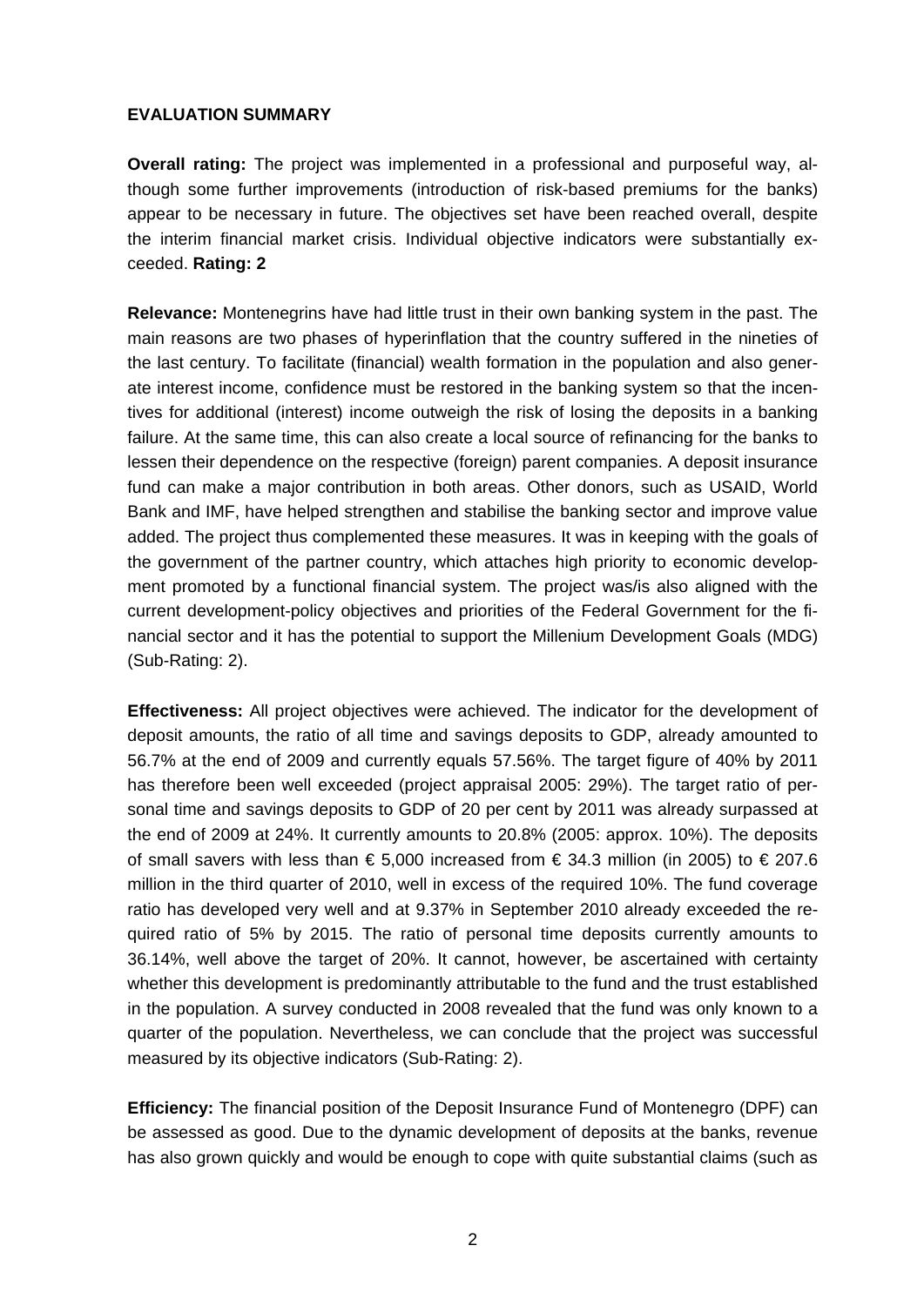**EVALUATION SUMMARY**

**Overall rating:** The project was implemented in a professional and purposeful way, although some further improvements (introduction of risk-based premiums for the banks) appear to be necessary in future. The objectives set have been reached overall, despite the interim financial market crisis. Individual objective indicators were substantially exceeded. **Rating: 2**

**Relevance:** Montenegrins have had little trust in their own banking system in the past. The main reasons are two phases of hyperinflation that the country suffered in the nineties of the last century. To facilitate (financial) wealth formation in the population and also generate interest income, confidence must be restored in the banking system so that the incentives for additional (interest) income outweigh the risk of losing the deposits in a banking failure. At the same time, this can also create a local source of refinancing for the banks to lessen their dependence on the respective (foreign) parent companies. A deposit insurance fund can make a major contribution in both areas. Other donors, such as USAID, World Bank and IMF, have helped strengthen and stabilise the banking sector and improve value added. The project thus complemented these measures. It was in keeping with the goals of the government of the partner country, which attaches high priority to economic development promoted by a functional financial system. The project was/is also aligned with the current development-policy objectives and priorities of the Federal Government for the financial sector and it has the potential to support the Millenium Development Goals (MDG) (Sub-Rating: 2).

**Effectiveness:** All project objectives were achieved. The indicator for the development of deposit amounts, the ratio of all time and savings deposits to GDP, already amounted to 56.7% at the end of 2009 and currently equals 57.56%. The target figure of 40% by 2011 has therefore been well exceeded (project appraisal 2005: 29%). The target ratio of personal time and savings deposits to GDP of 20 per cent by 2011 was already surpassed at the end of 2009 at 24%. It currently amounts to 20.8% (2005: approx. 10%). The deposits of small savers with less than € 5,000 increased from € 34.3 million (in 2005) to € 207.6 million in the third quarter of 2010, well in excess of the required 10%. The fund coverage ratio has developed very well and at 9.37% in September 2010 already exceeded the required ratio of 5% by 2015. The ratio of personal time deposits currently amounts to 36.14%, well above the target of 20%. It cannot, however, be ascertained with certainty whether this development is predominantly attributable to the fund and the trust established in the population. A survey conducted in 2008 revealed that the fund was only known to a quarter of the population. Nevertheless, we can conclude that the project was successful measured by its objective indicators (Sub-Rating: 2).

**Efficiency:** The financial position of the Deposit Insurance Fund of Montenegro (DPF) can be assessed as good. Due to the dynamic development of deposits at the banks, revenue has also grown quickly and would be enough to cope with quite substantial claims (such as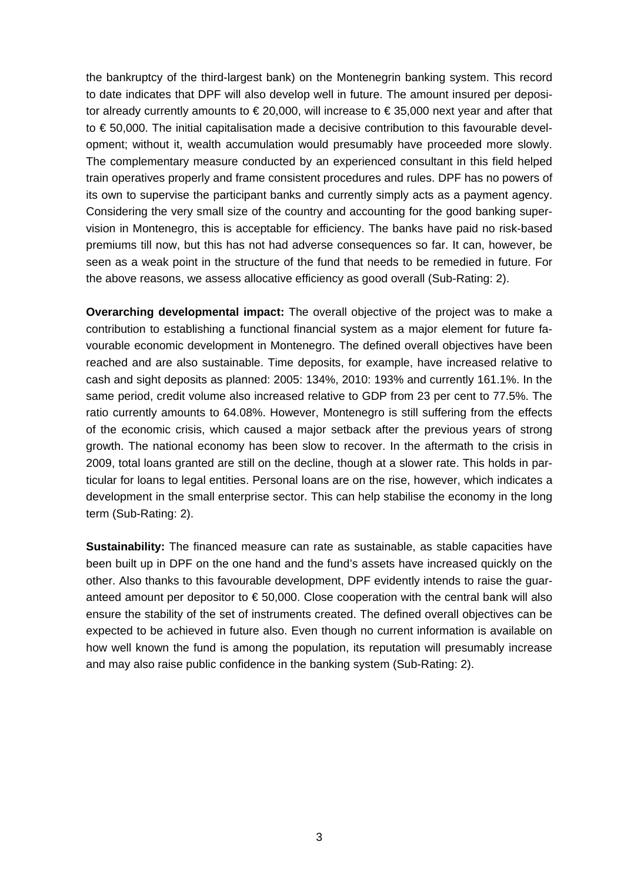the bankruptcy of the third-largest bank) on the Montenegrin banking system. This record to date indicates that DPF will also develop well in future. The amount insured per depositor already currently amounts to € 20,000, will increase to € 35,000 next year and after that to € 50,000. The initial capitalisation made a decisive contribution to this favourable development; without it, wealth accumulation would presumably have proceeded more slowly. The complementary measure conducted by an experienced consultant in this field helped train operatives properly and frame consistent procedures and rules. DPF has no powers of its own to supervise the participant banks and currently simply acts as a payment agency. Considering the very small size of the country and accounting for the good banking supervision in Montenegro, this is acceptable for efficiency. The banks have paid no risk-based premiums till now, but this has not had adverse consequences so far. It can, however, be seen as a weak point in the structure of the fund that needs to be remedied in future. For the above reasons, we assess allocative efficiency as good overall (Sub-Rating: 2).

**Overarching developmental impact:** The overall objective of the project was to make a contribution to establishing a functional financial system as a major element for future favourable economic development in Montenegro. The defined overall objectives have been reached and are also sustainable. Time deposits, for example, have increased relative to cash and sight deposits as planned: 2005: 134%, 2010: 193% and currently 161.1%. In the same period, credit volume also increased relative to GDP from 23 per cent to 77.5%. The ratio currently amounts to 64.08%. However, Montenegro is still suffering from the effects of the economic crisis, which caused a major setback after the previous years of strong growth. The national economy has been slow to recover. In the aftermath to the crisis in 2009, total loans granted are still on the decline, though at a slower rate. This holds in particular for loans to legal entities. Personal loans are on the rise, however, which indicates a development in the small enterprise sector. This can help stabilise the economy in the long term (Sub-Rating: 2).

**Sustainability:** The financed measure can rate as sustainable, as stable capacities have been built up in DPF on the one hand and the fund's assets have increased quickly on the other. Also thanks to this favourable development, DPF evidently intends to raise the guaranteed amount per depositor to € 50,000. Close cooperation with the central bank will also ensure the stability of the set of instruments created. The defined overall objectives can be expected to be achieved in future also. Even though no current information is available on how well known the fund is among the population, its reputation will presumably increase and may also raise public confidence in the banking system (Sub-Rating: 2).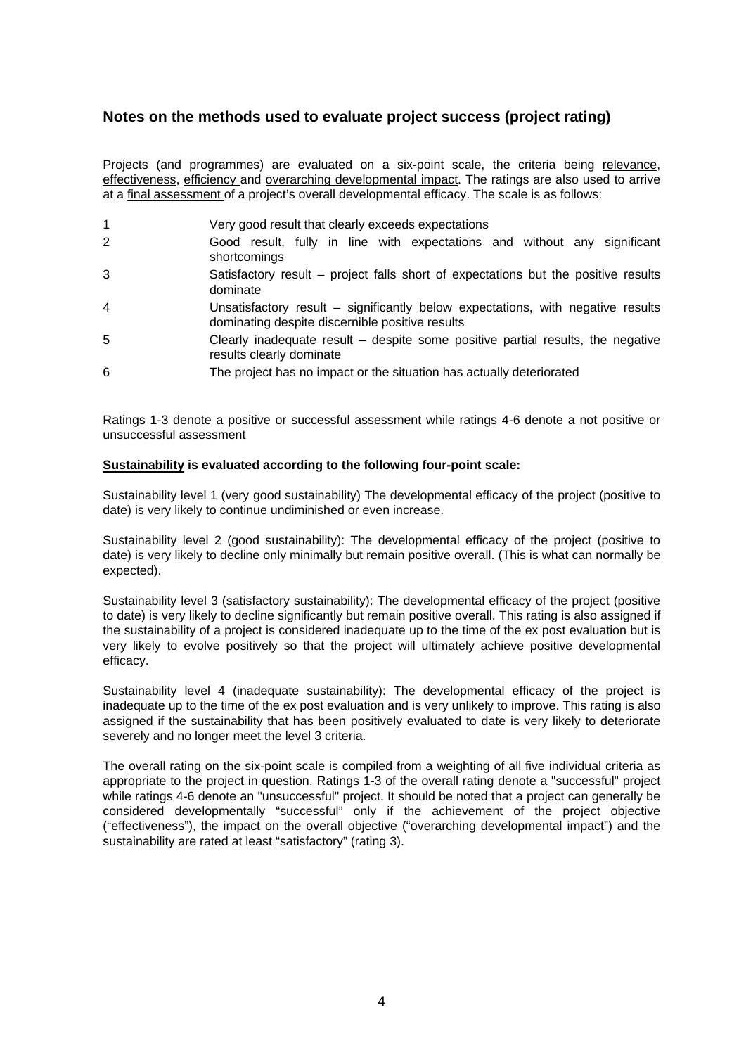## Notes on the methods used to evaluate project success (project rating)

Projects (and programmes) are evaluated on a six-point scale, the criteria being relevance, effectiveness, efficiency and overarching developmental impact. The ratings are also used to arrive at a final assessment of a project's overall developmental efficacy. The scale is as follows:

| | |
|---|---|
| 1 | Very good result that clearly exceeds expectations |
| 2 | Good result, fully in line with expectations and without any significant shortcomings |
| 3 | Satisfactory result – project falls short of expectations but the positive results dominate |
| 4 | Unsatisfactory result – significantly below expectations, with negative results dominating despite discernible positive results |
| 5 | Clearly inadequate result – despite some positive partial results, the negative results clearly dominate |
| 6 | The project has no impact or the situation has actually deteriorated |

Ratings 1-3 denote a positive or successful assessment while ratings 4-6 denote a not positive or unsuccessful assessment

**Sustainability is evaluated according to the following four-point scale:**

Sustainability level 1 (very good sustainability) The developmental efficacy of the project (positive to date) is very likely to continue undiminished or even increase.

Sustainability level 2 (good sustainability): The developmental efficacy of the project (positive to date) is very likely to decline only minimally but remain positive overall. (This is what can normally be expected).

Sustainability level 3 (satisfactory sustainability): The developmental efficacy of the project (positive to date) is very likely to decline significantly but remain positive overall. This rating is also assigned if the sustainability of a project is considered inadequate up to the time of the ex post evaluation but is very likely to evolve positively so that the project will ultimately achieve positive developmental efficacy.

Sustainability level 4 (inadequate sustainability): The developmental efficacy of the project is inadequate up to the time of the ex post evaluation and is very unlikely to improve. This rating is also assigned if the sustainability that has been positively evaluated to date is very likely to deteriorate severely and no longer meet the level 3 criteria.

The overall rating on the six-point scale is compiled from a weighting of all five individual criteria as appropriate to the project in question. Ratings 1-3 of the overall rating denote a "successful" project while ratings 4-6 denote an "unsuccessful" project. It should be noted that a project can generally be considered developmentally "successful" only if the achievement of the project objective ("effectiveness"), the impact on the overall objective ("overarching developmental impact") and the sustainability are rated at least "satisfactory" (rating 3).